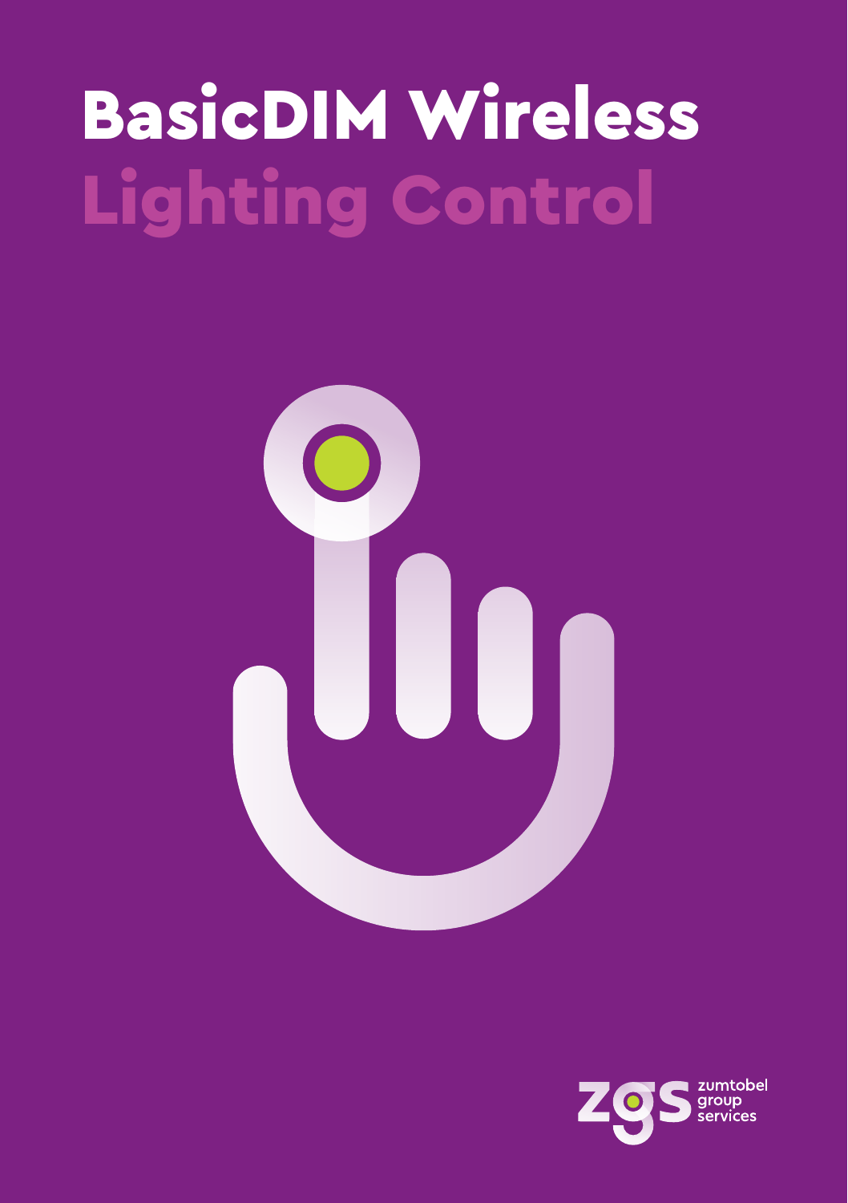# BasicDIM Wireless Lighting Control

zumtobel group services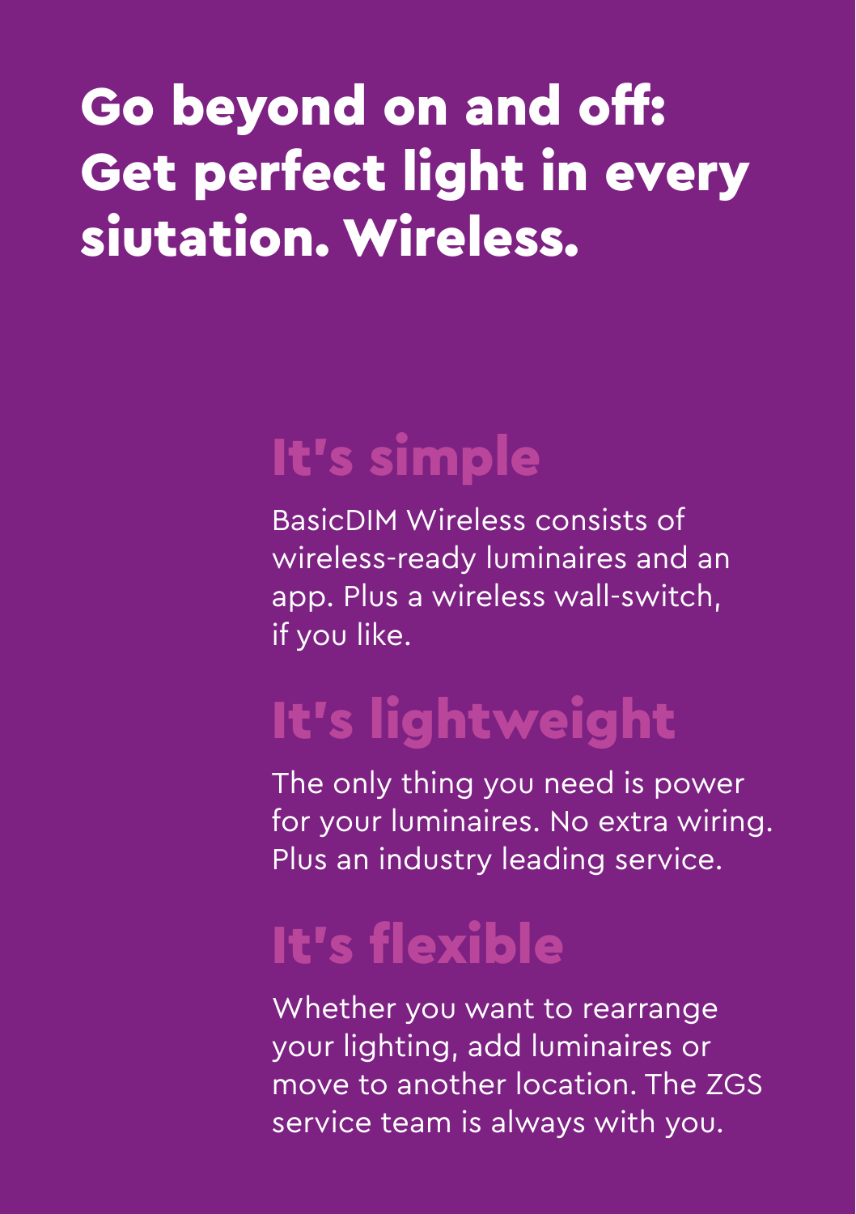# Go beyond on and off: Get perfect light in every siutation. Wireless.

## It's simple

BasicDIM Wireless consists of wireless-ready luminaires and an app. Plus a wireless wall-switch, if you like.

## It's lightweight

The only thing you need is power for your luminaires. No extra wiring. Plus an industry leading service.

## It's flexible

Whether you want to rearrange your lighting, add luminaires or move to another location. The ZGS service team is always with you.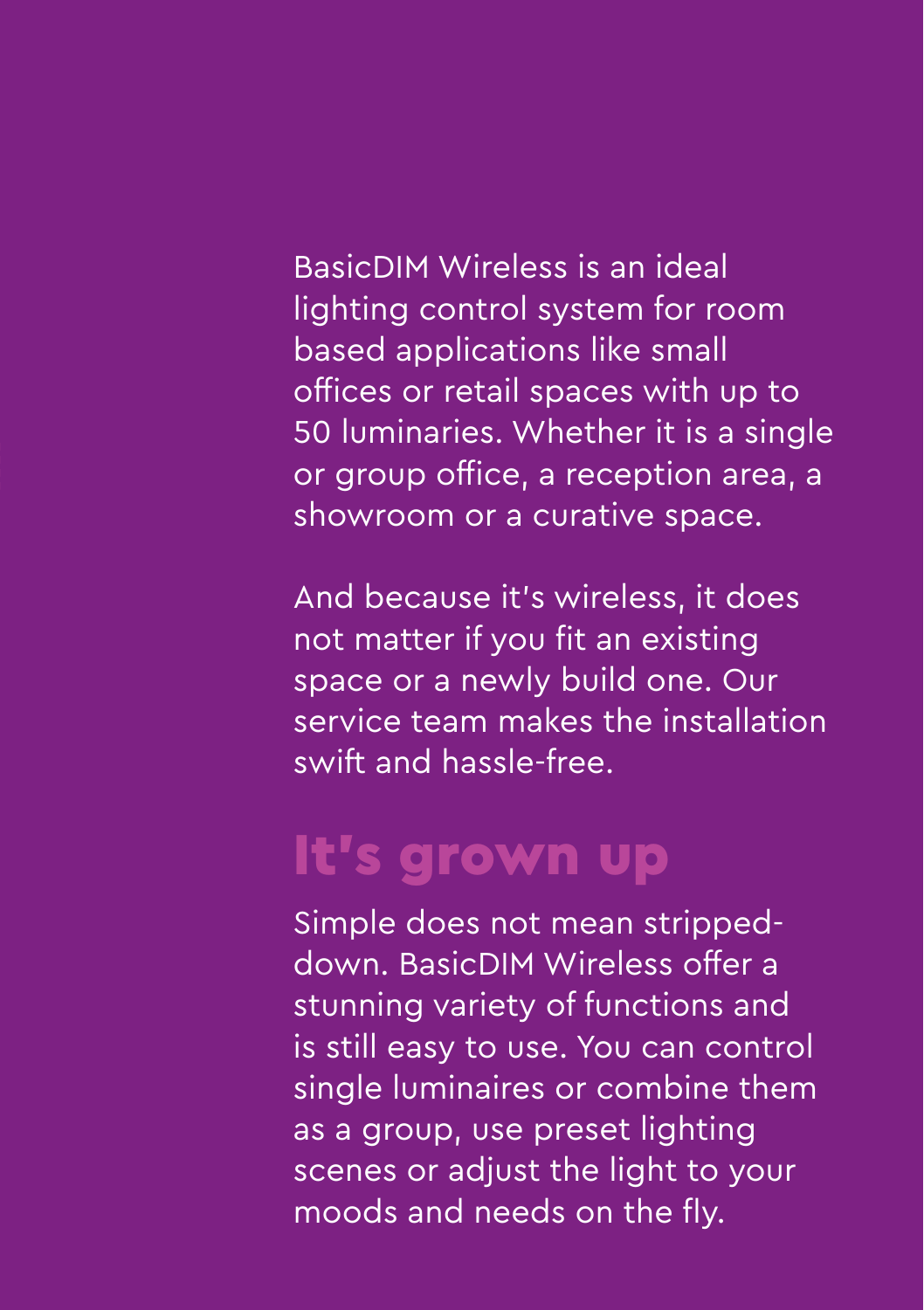BasicDIM Wireless is an ideal lighting control system for room based applications like small offices or retail spaces with up to 50 luminaries. Whether it is a single or group office, a reception area, a showroom or a curative space.

And because it's wireless, it does not matter if you fit an existing space or a newly build one. Our service team makes the installation swift and hassle-free.

## It's grown up

Simple does not mean stripped-down. BasicDIM Wireless offer a stunning variety of functions and is still easy to use. You can control single luminaires or combine them as a group, use preset lighting scenes or adjust the light to your moods and needs on the fly.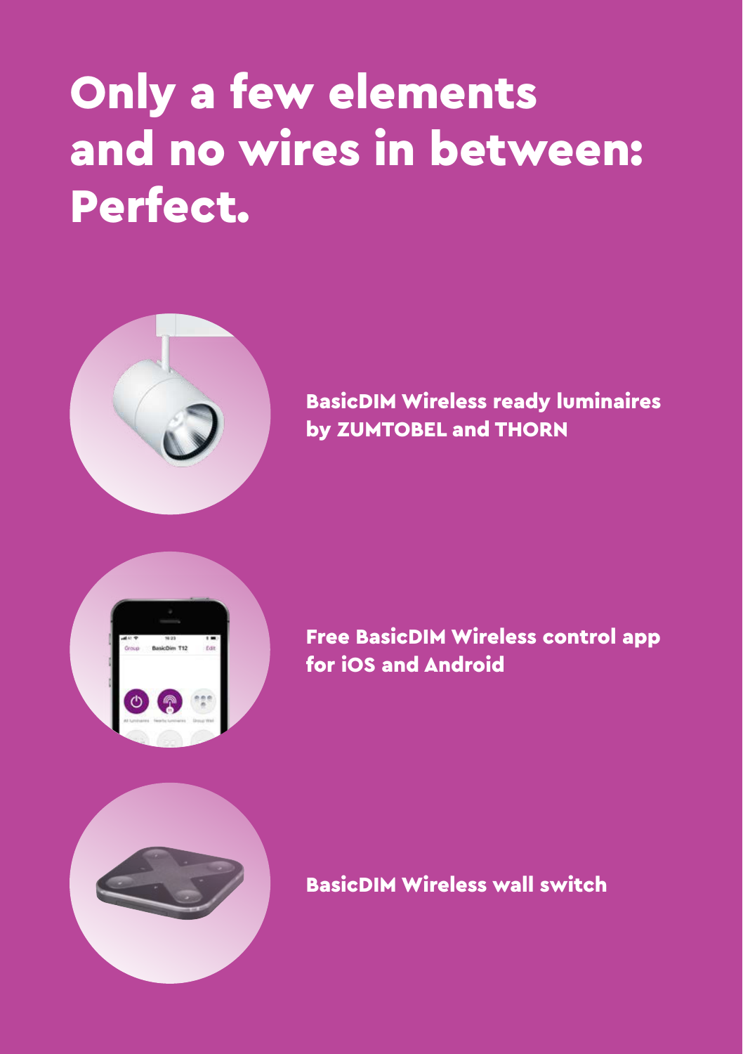# Only a few elements and no wires in between: Perfect.

**BasicDIM Wireless ready luminaires by ZUMTOBEL and THORN**

**Free BasicDIM Wireless control app for iOS and Android**

**BasicDIM Wireless wall switch**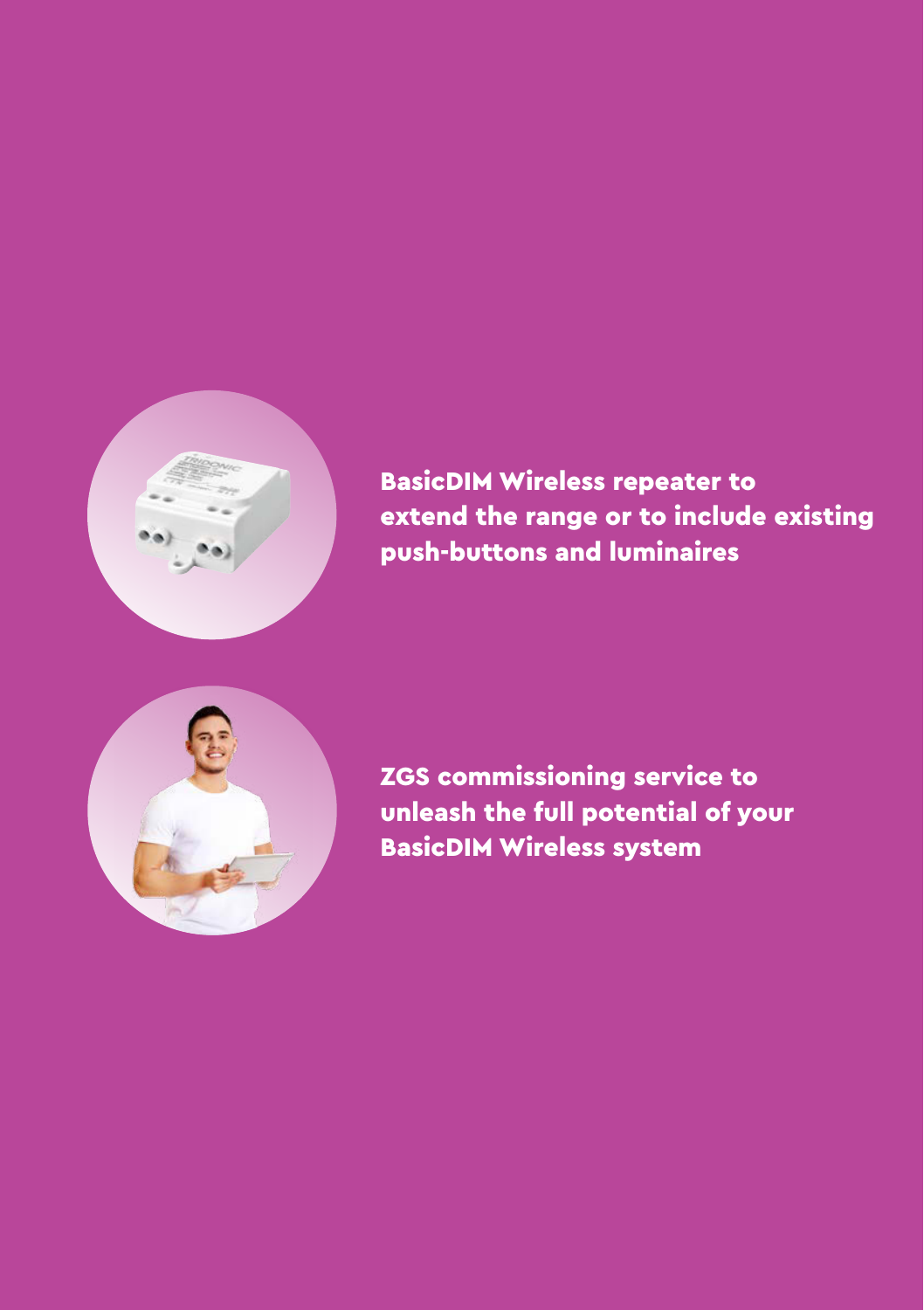**BasicDIM Wireless repeater to extend the range or to include existing push-buttons and luminaires**

**ZGS commissioning service to unleash the full potential of your BasicDIM Wireless system**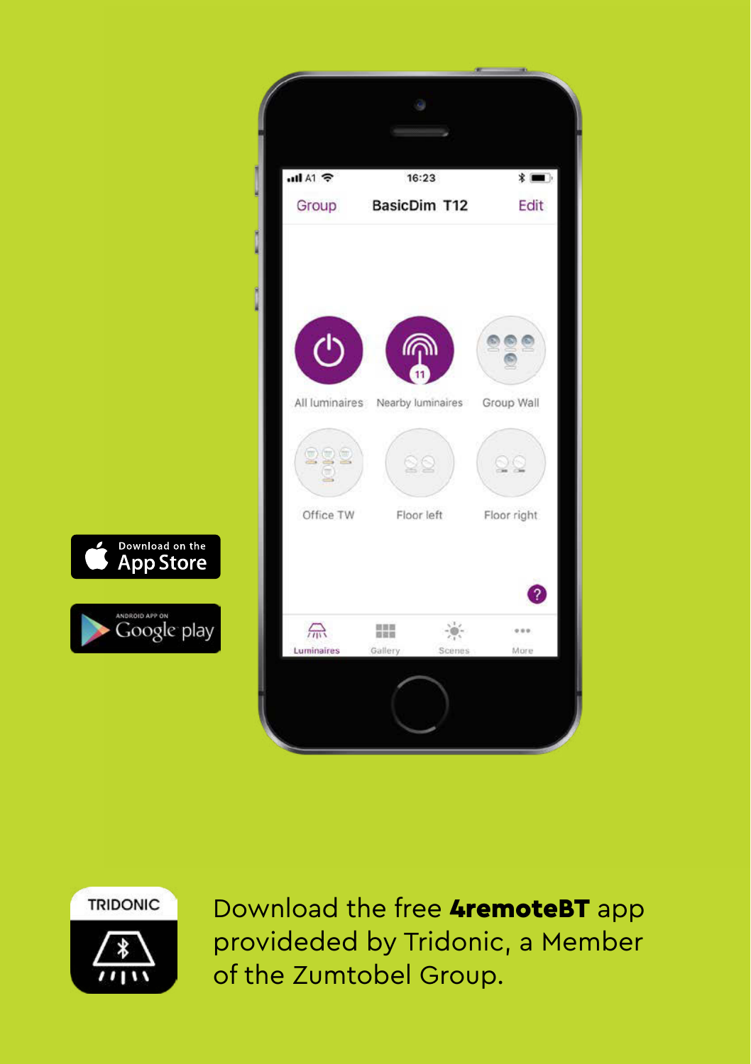Download the free **4remoteBT** app provideded by Tridonic, a Member of the Zumtobel Group.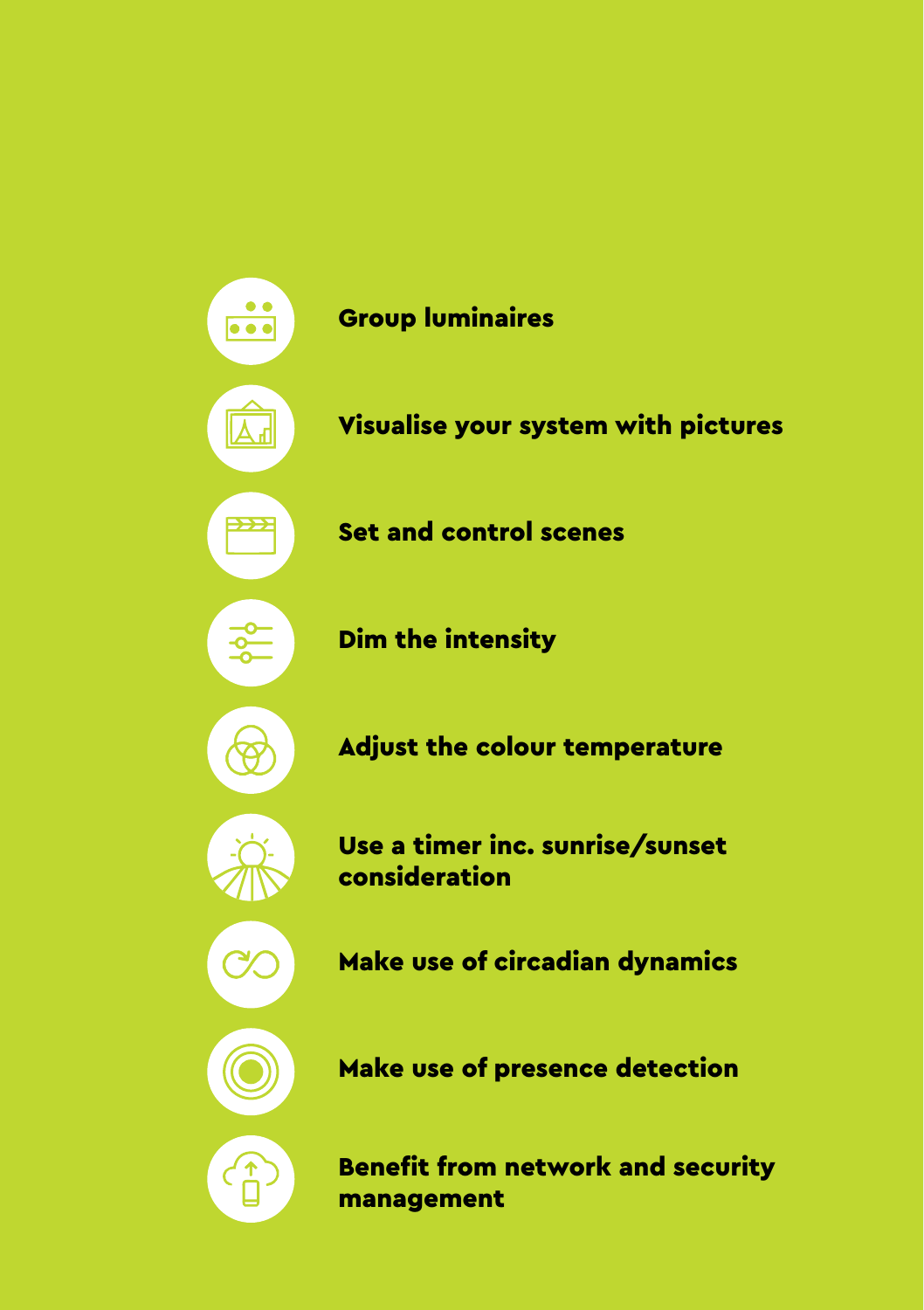- **Group luminaires**
- **Visualise your system with pictures**
- **Set and control scenes**
- **Dim the intensity**
- **Adjust the colour temperature**
- **Use a timer inc. sunrise/sunset consideration**
- **Make use of circadian dynamics**
- **Make use of presence detection**
- **Benefit from network and security management**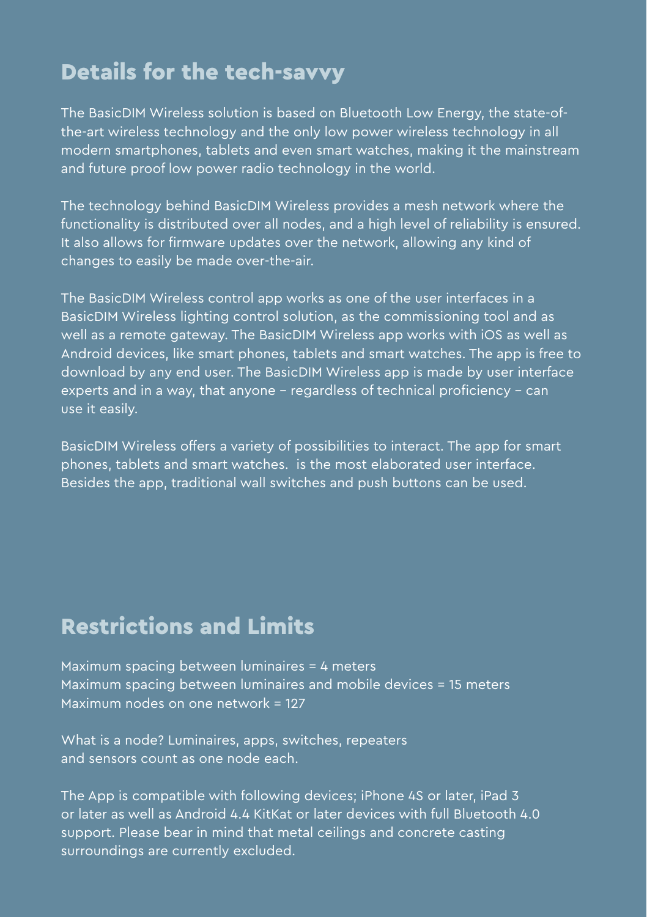## Details for the tech-savvy

The BasicDIM Wireless solution is based on Bluetooth Low Energy, the state-of-the-art wireless technology and the only low power wireless technology in all modern smartphones, tablets and even smart watches, making it the mainstream and future proof low power radio technology in the world.

The technology behind BasicDIM Wireless provides a mesh network where the functionality is distributed over all nodes, and a high level of reliability is ensured. It also allows for firmware updates over the network, allowing any kind of changes to easily be made over-the-air.

The BasicDIM Wireless control app works as one of the user interfaces in a BasicDIM Wireless lighting control solution, as the commissioning tool and as well as a remote gateway. The BasicDIM Wireless app works with iOS as well as Android devices, like smart phones, tablets and smart watches. The app is free to download by any end user. The BasicDIM Wireless app is made by user interface experts and in a way, that anyone – regardless of technical proficiency – can use it easily.

BasicDIM Wireless offers a variety of possibilities to interact. The app for smart phones, tablets and smart watches.  is the most elaborated user interface. Besides the app, traditional wall switches and push buttons can be used.

## Restrictions and Limits

Maximum spacing between luminaires = 4 meters
Maximum spacing between luminaires and mobile devices = 15 meters
Maximum nodes on one network = 127

What is a node? Luminaires, apps, switches, repeaters and sensors count as one node each.

The App is compatible with following devices; iPhone 4S or later, iPad 3 or later as well as Android 4.4 KitKat or later devices with full Bluetooth 4.0 support. Please bear in mind that metal ceilings and concrete casting surroundings are currently excluded.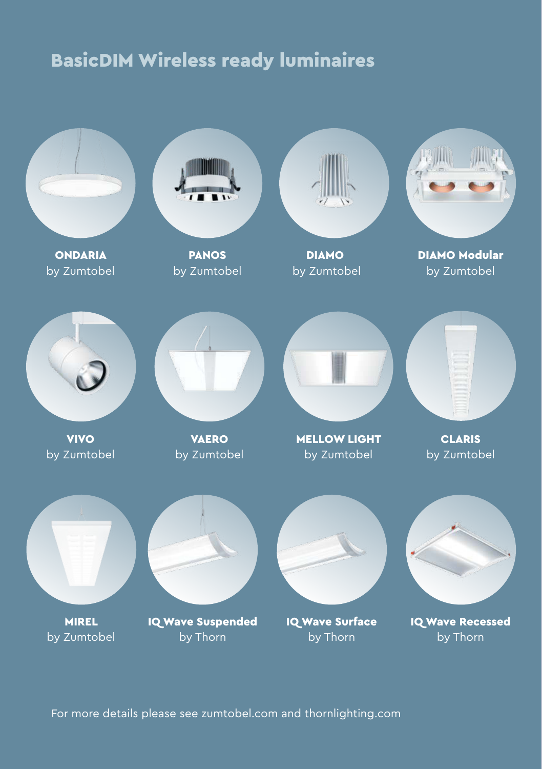## BasicDIM Wireless ready luminaires

**ONDARIA**
by Zumtobel

**PANOS**
by Zumtobel

**DIAMO**
by Zumtobel

**DIAMO Modular**
by Zumtobel

**VIVO**
by Zumtobel

**VAERO**
by Zumtobel

**MELLOW LIGHT**
by Zumtobel

**CLARIS**
by Zumtobel

**MIREL**
by Zumtobel

**IQ Wave Suspended**
by Thorn

**IQ Wave Surface**
by Thorn

**IQ Wave Recessed**
by Thorn

For more details please see zumtobel.com and thornlighting.com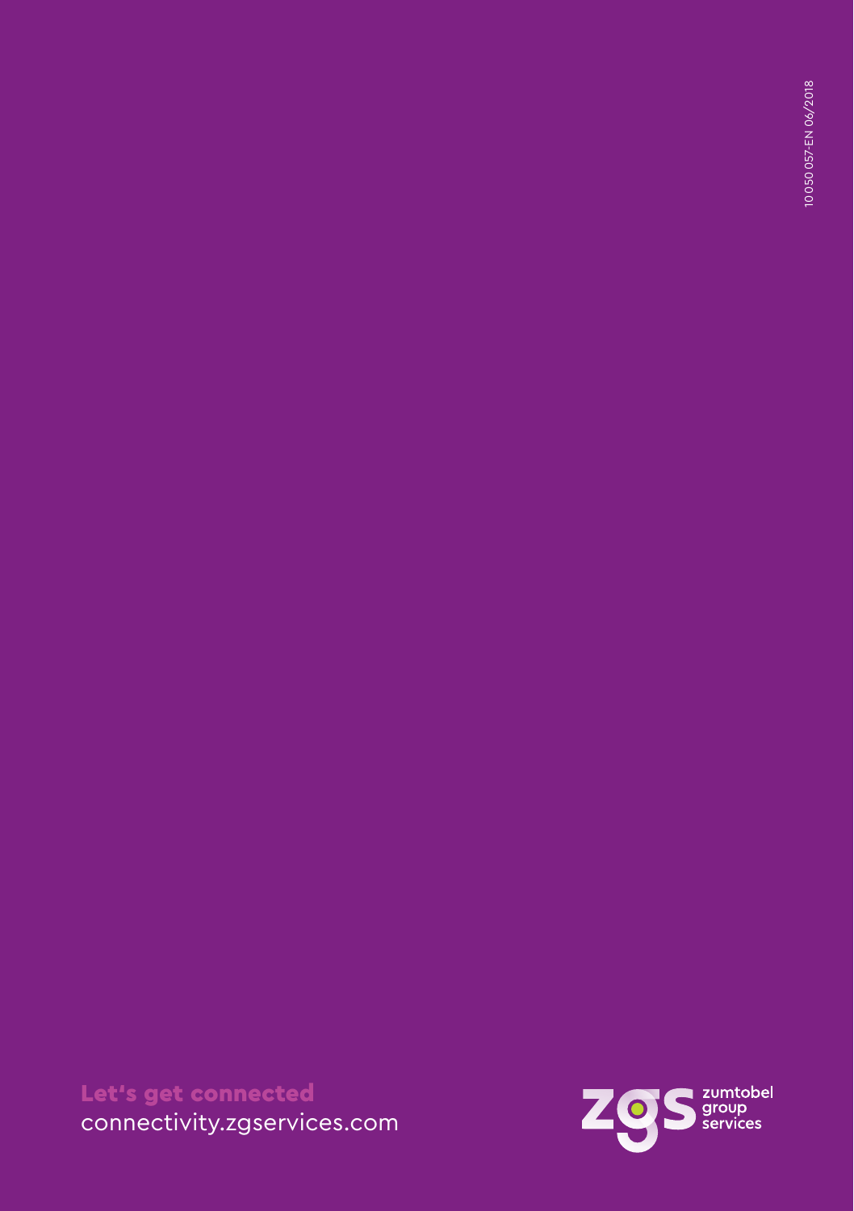**Let's get connected**
connectivity.zgservices.com

zumtobel group services

10 050 057-EN 06/2018